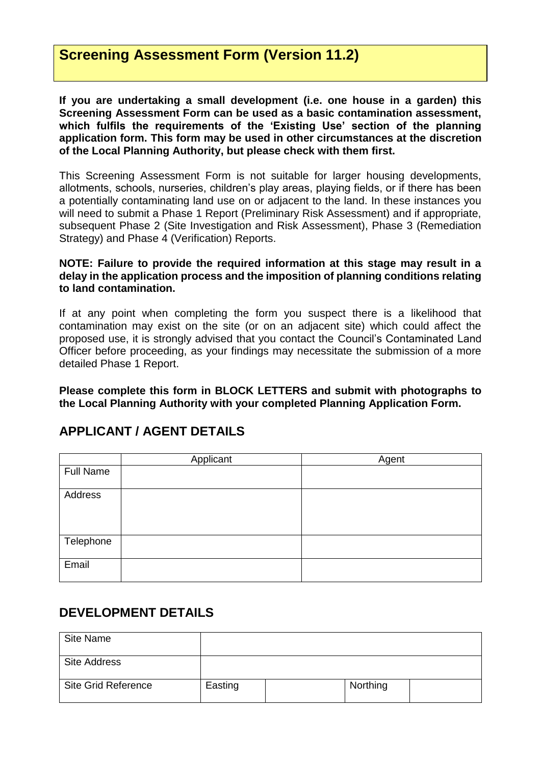# Screening Assessment Form (Version 11.2)

**If you are undertaking a small development (i.e. one house in a garden) this Screening Assessment Form can be used as a basic contamination assessment, which fulfils the requirements of the 'Existing Use' section of the planning application form. This form may be used in other circumstances at the discretion of the Local Planning Authority, but please check with them first.**

This Screening Assessment Form is not suitable for larger housing developments, allotments, schools, nurseries, children's play areas, playing fields, or if there has been a potentially contaminating land use on or adjacent to the land. In these instances you will need to submit a Phase 1 Report (Preliminary Risk Assessment) and if appropriate, subsequent Phase 2 (Site Investigation and Risk Assessment), Phase 3 (Remediation Strategy) and Phase 4 (Verification) Reports.

**NOTE: Failure to provide the required information at this stage may result in a delay in the application process and the imposition of planning conditions relating to land contamination.**

If at any point when completing the form you suspect there is a likelihood that contamination may exist on the site (or on an adjacent site) which could affect the proposed use, it is strongly advised that you contact the Council's Contaminated Land Officer before proceeding, as your findings may necessitate the submission of a more detailed Phase 1 Report.

**Please complete this form in BLOCK LETTERS and submit with photographs to the Local Planning Authority with your completed Planning Application Form.**

## APPLICANT / AGENT DETAILS

| | Applicant | Agent |
|---|---|---|
| Full Name | | |
| Address | | |
| Telephone | | |
| Email | | |

## DEVELOPMENT DETAILS

| | | | | |
|---|---|---|---|---|
| Site Name | | | | |
| Site Address | | | | |
| Site Grid Reference | Easting | | Northing | |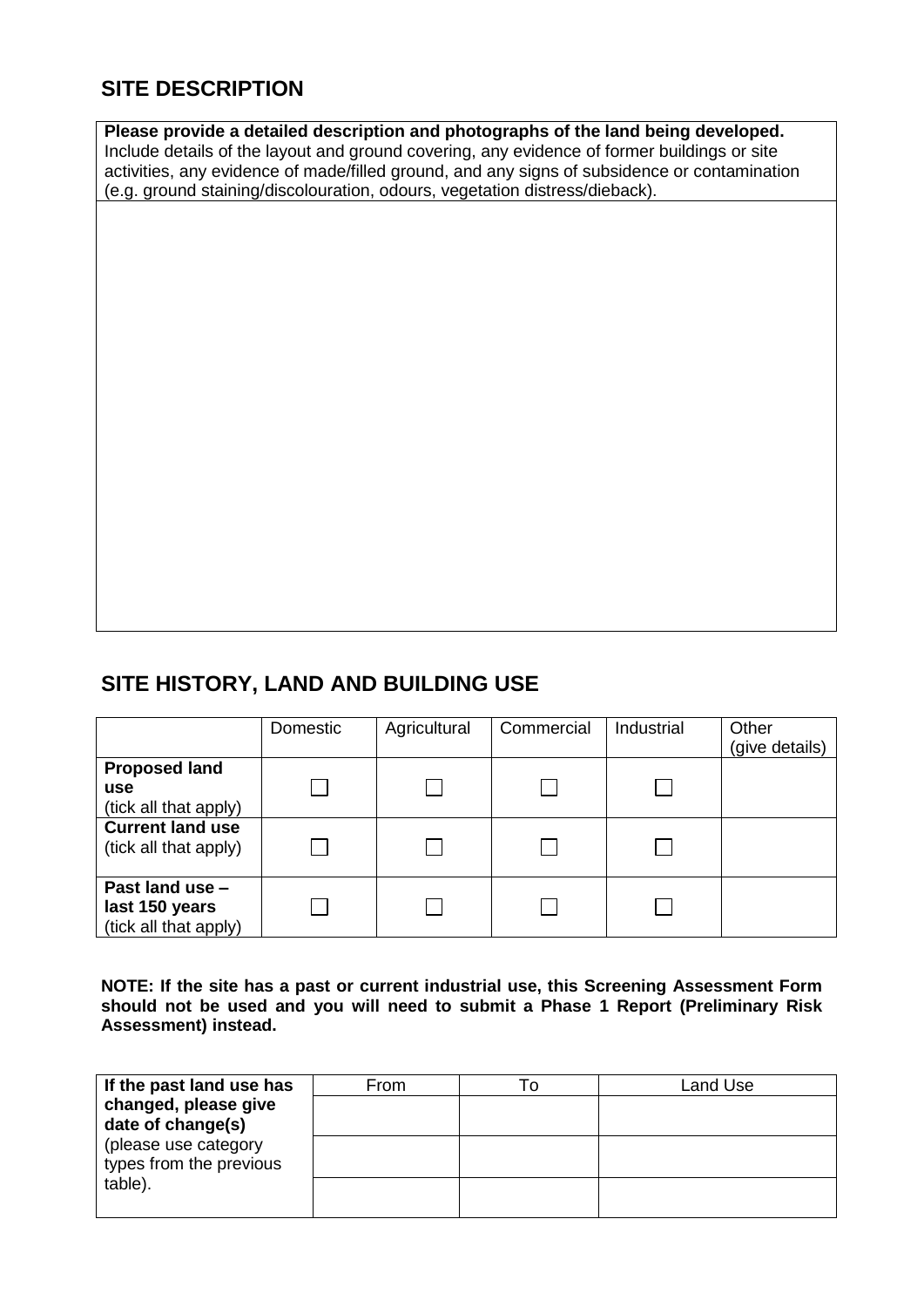## SITE DESCRIPTION

| **Please provide a detailed description and photographs of the land being developed.** Include details of the layout and ground covering, any evidence of former buildings or site activities, any evidence of made/filled ground, and any signs of subsidence or contamination (e.g. ground staining/discolouration, odours, vegetation distress/dieback). |
| --- |
| |

## SITE HISTORY, LAND AND BUILDING USE

| | Domestic | Agricultural | Commercial | Industrial | Other (give details) |
| --- | --- | --- | --- | --- | --- |
| **Proposed land use** (tick all that apply) | ☐ | ☐ | ☐ | ☐ | |
| **Current land use** (tick all that apply) | ☐ | ☐ | ☐ | ☐ | |
| **Past land use – last 150 years** (tick all that apply) | ☐ | ☐ | ☐ | ☐ | |

**NOTE: If the site has a past or current industrial use, this Screening Assessment Form should not be used and you will need to submit a Phase 1 Report (Preliminary Risk Assessment) instead.**

| **If the past land use has changed, please give date of change(s)** (please use category types from the previous table). | From | To | Land Use |
| --- | --- | --- | --- |
| | | | |
| | | | |
| | | | |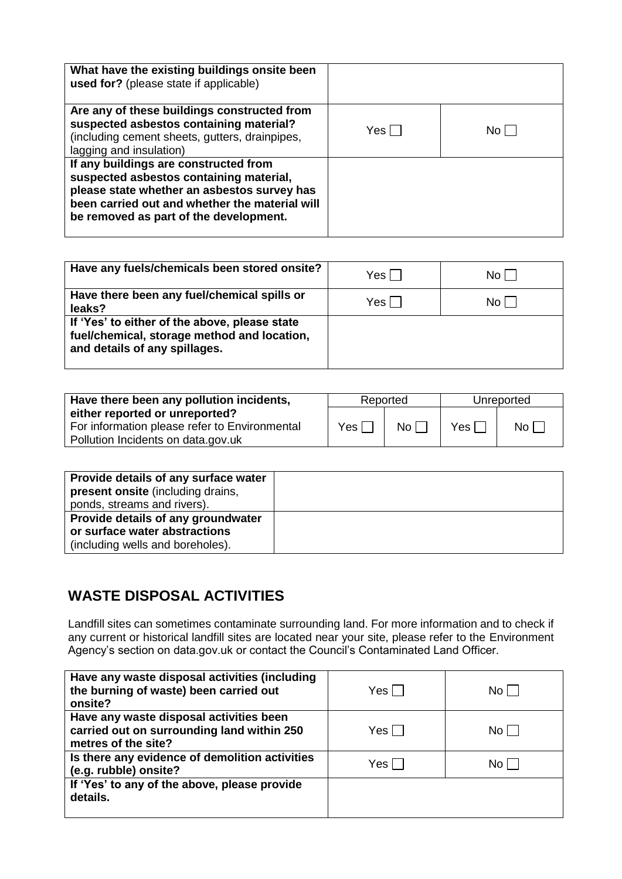| | | |
|---|---|---|
| **What have the existing buildings onsite been used for?** (please state if applicable) | | |
| **Are any of these buildings constructed from suspected asbestos containing material?** (including cement sheets, gutters, drainpipes, lagging and insulation) | Yes ☐ | No ☐ |
| **If any buildings are constructed from suspected asbestos containing material, please state whether an asbestos survey has been carried out and whether the material will be removed as part of the development.** | | |

| | | |
|---|---|---|
| **Have any fuels/chemicals been stored onsite?** | Yes ☐ | No ☐ |
| **Have there been any fuel/chemical spills or leaks?** | Yes ☐ | No ☐ |
| **If 'Yes' to either of the above, please state fuel/chemical, storage method and location, and details of any spillages.** | | |

| **Have there been any pollution incidents, either reported or unreported?** For information please refer to Environmental Pollution Incidents on data.gov.uk | Reported | | Unreported | |
|---|---|---|---|---|
| | Yes ☐ | No ☐ | Yes ☐ | No ☐ |

| | |
|---|---|
| **Provide details of any surface water present onsite** (including drains, ponds, streams and rivers). | |
| **Provide details of any groundwater or surface water abstractions** (including wells and boreholes). | |

## WASTE DISPOSAL ACTIVITIES

Landfill sites can sometimes contaminate surrounding land. For more information and to check if any current or historical landfill sites are located near your site, please refer to the Environment Agency's section on data.gov.uk or contact the Council's Contaminated Land Officer.

| | | |
|---|---|---|
| **Have any waste disposal activities (including the burning of waste) been carried out onsite?** | Yes ☐ | No ☐ |
| **Have any waste disposal activities been carried out on surrounding land within 250 metres of the site?** | Yes ☐ | No ☐ |
| **Is there any evidence of demolition activities (e.g. rubble) onsite?** | Yes ☐ | No ☐ |
| **If 'Yes' to any of the above, please provide details.** | | |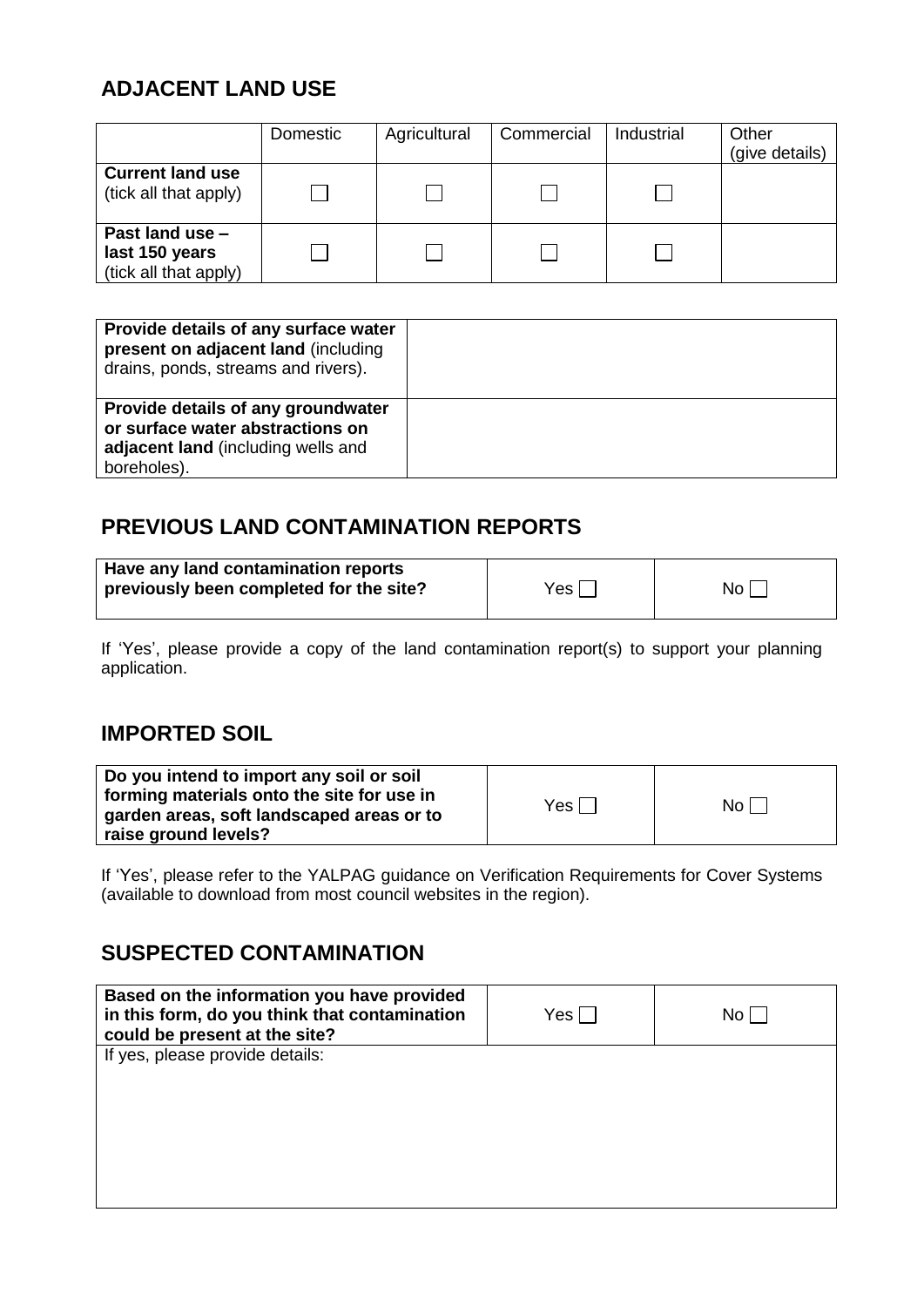## ADJACENT LAND USE

| | Domestic | Agricultural | Commercial | Industrial | Other (give details) |
|---|---|---|---|---|---|
| **Current land use** (tick all that apply) | ☐ | ☐ | ☐ | ☐ | |
| **Past land use – last 150 years** (tick all that apply) | ☐ | ☐ | ☐ | ☐ | |

| | |
|---|---|
| **Provide details of any surface water present on adjacent land** (including drains, ponds, streams and rivers). | |
| **Provide details of any groundwater or surface water abstractions on adjacent land** (including wells and boreholes). | |

## PREVIOUS LAND CONTAMINATION REPORTS

| | | |
|---|---|---|
| **Have any land contamination reports previously been completed for the site?** | Yes ☐ | No ☐ |

If 'Yes', please provide a copy of the land contamination report(s) to support your planning application.

## IMPORTED SOIL

| | | |
|---|---|---|
| **Do you intend to import any soil or soil forming materials onto the site for use in garden areas, soft landscaped areas or to raise ground levels?** | Yes ☐ | No ☐ |

If 'Yes', please refer to the YALPAG guidance on Verification Requirements for Cover Systems (available to download from most council websites in the region).

## SUSPECTED CONTAMINATION

| | | |
|---|---|---|
| **Based on the information you have provided in this form, do you think that contamination could be present at the site?** | Yes ☐ | No ☐ |
| If yes, please provide details: | | |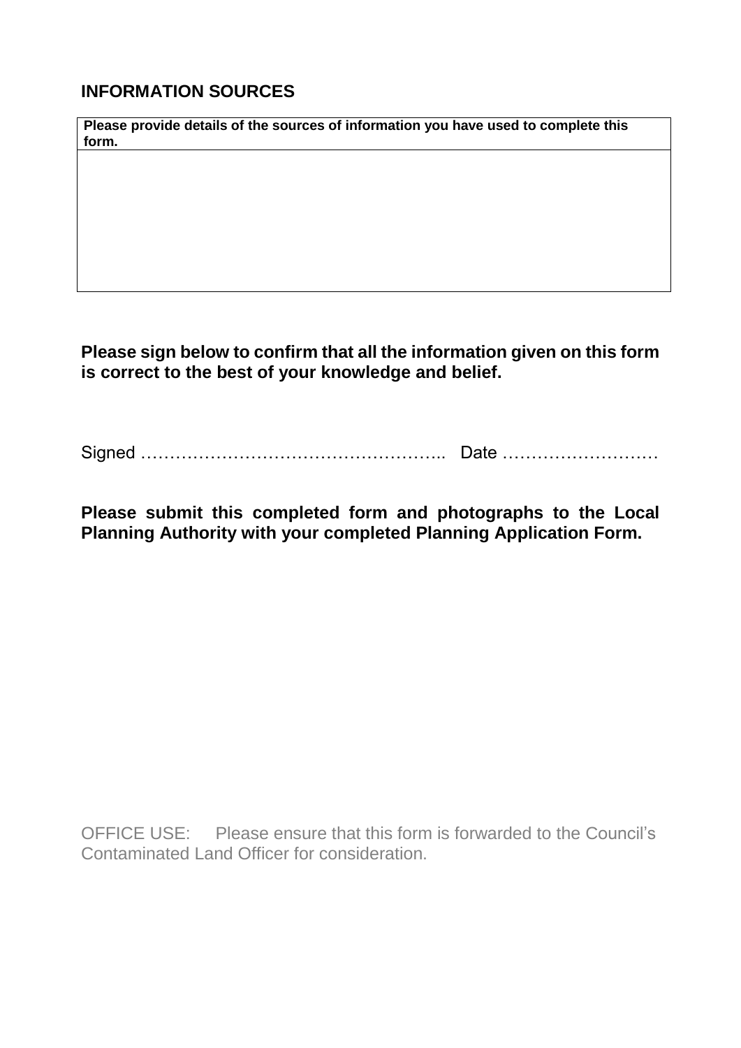## INFORMATION SOURCES

| Please provide details of the sources of information you have used to complete this form. |
|---|
| |

**Please sign below to confirm that all the information given on this form is correct to the best of your knowledge and belief.**

Signed …………………………………………….. Date ………………………

**Please submit this completed form and photographs to the Local Planning Authority with your completed Planning Application Form.**

OFFICE USE: Please ensure that this form is forwarded to the Council's Contaminated Land Officer for consideration.